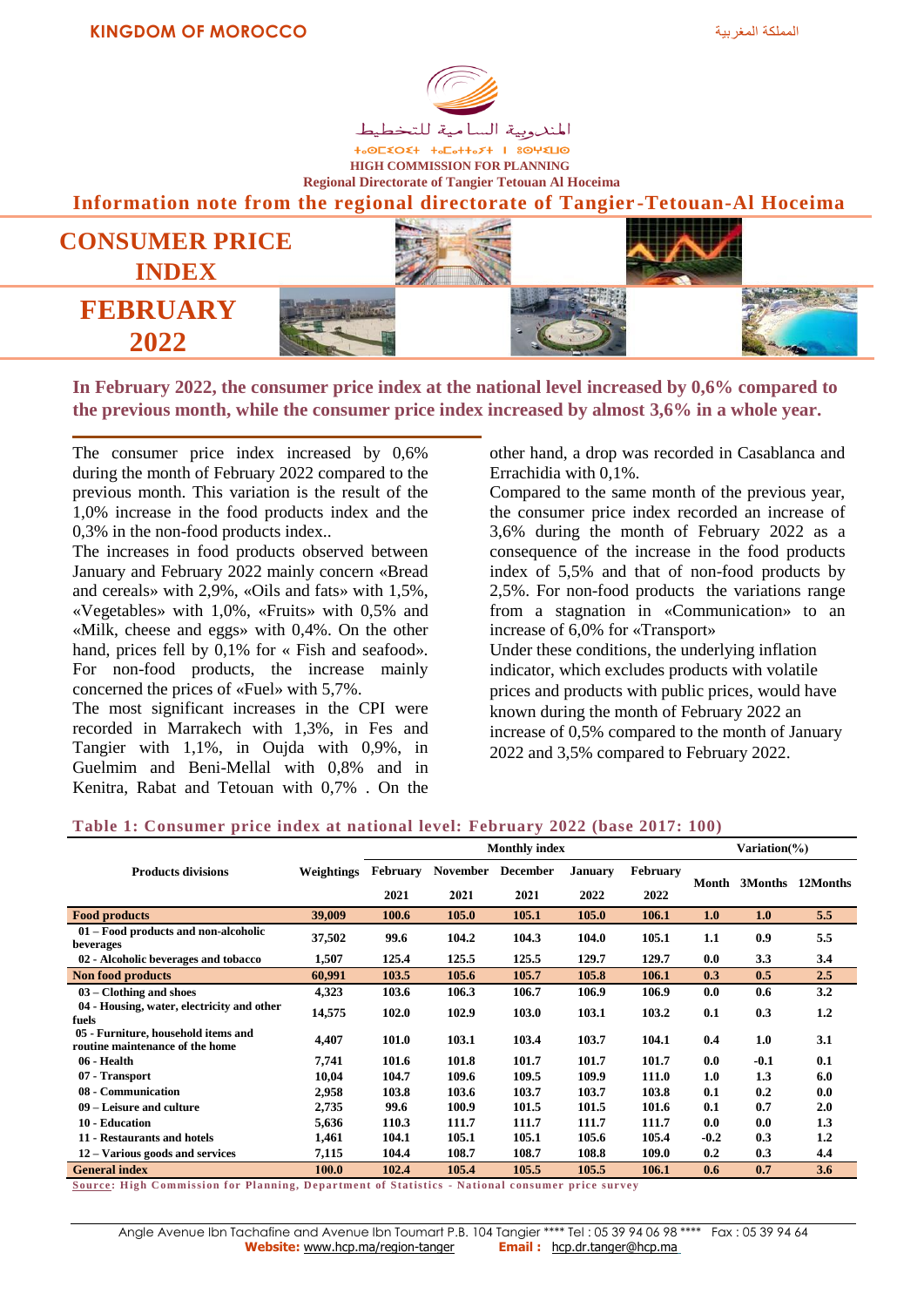KINGDOM OF MOROCCO

المملكة المغربية

المندوبية السامية للتخطيط

ⵜⴰⵎⵍⵉⵍⵜ ⵜⴰⵎⵇⵇⵔⴰⵏⵜ ⵏ ⵓⵙⵏⵎⵍ

HIGH COMMISSION FOR PLANNING

Regional Directorate of Tangier Tetouan Al Hoceima

**Information note from the regional directorate of Tangier-Tetouan-Al Hoceima**

# CONSUMER PRICE INDEX

# FEBRUARY 2022

**In February 2022, the consumer price index at the national level increased by 0,6% compared to the previous month, while the consumer price index increased by almost 3,6% in a whole year.**

The consumer price index increased by 0,6% during the month of February 2022 compared to the previous month. This variation is the result of the 1,0% increase in the food products index and the 0,3% in the non-food products index..

The increases in food products observed between January and February 2022 mainly concern «Bread and cereals» with 2,9%, «Oils and fats» with 1,5%, «Vegetables» with 1,0%, «Fruits» with 0,5% and «Milk, cheese and eggs» with 0,4%. On the other hand, prices fell by 0,1% for « Fish and seafood». For non-food products, the increase mainly concerned the prices of «Fuel» with 5,7%.

The most significant increases in the CPI were recorded in Marrakech with 1,3%, in Fes and Tangier with 1,1%, in Oujda with 0,9%, in Guelmim and Beni-Mellal with 0,8% and in Kenitra, Rabat and Tetouan with 0,7% . On the other hand, a drop was recorded in Casablanca and Errachidia with 0,1%.

Compared to the same month of the previous year, the consumer price index recorded an increase of 3,6% during the month of February 2022 as a consequence of the increase in the food products index of 5,5% and that of non-food products by 2,5%. For non-food products the variations range from a stagnation in «Communication» to an increase of 6,0% for «Transport»

Under these conditions, the underlying inflation indicator, which excludes products with volatile prices and products with public prices, would have known during the month of February 2022 an increase of 0,5% compared to the month of January 2022 and 3,5% compared to February 2022.

**Table 1: Consumer price index at national level: February 2022 (base 2017: 100)**

| Products divisions | Weightings | Monthly index | | | | | Variation(%) | | |
|---|---|---|---|---|---|---|---|---|---|
| | | February 2021 | November 2021 | December 2021 | January 2022 | February 2022 | Month | 3Months | 12Months |
| **Food products** | **39,009** | **100.6** | **105.0** | **105.1** | **105.0** | **106.1** | **1.0** | **1.0** | **5.5** |
| 01 – Food products and non-alcoholic beverages | 37,502 | 99.6 | 104.2 | 104.3 | 104.0 | 105.1 | 1.1 | 0.9 | 5.5 |
| 02 - Alcoholic beverages and tobacco | 1,507 | 125.4 | 125.5 | 125.5 | 129.7 | 129.7 | 0.0 | 3.3 | 3.4 |
| **Non food products** | **60,991** | **103.5** | **105.6** | **105.7** | **105.8** | **106.1** | **0.3** | **0.5** | **2.5** |
| 03 – Clothing and shoes | 4,323 | 103.6 | 106.3 | 106.7 | 106.9 | 106.9 | 0.0 | 0.6 | 3.2 |
| 04 - Housing, water, electricity and other fuels | 14,575 | 102.0 | 102.9 | 103.0 | 103.1 | 103.2 | 0.1 | 0.3 | 1.2 |
| 05 - Furniture, household items and routine maintenance of the home | 4,407 | 101.0 | 103.1 | 103.4 | 103.7 | 104.1 | 0.4 | 1.0 | 3.1 |
| 06 - Health | 7,741 | 101.6 | 101.8 | 101.7 | 101.7 | 101.7 | 0.0 | -0.1 | 0.1 |
| 07 - Transport | 10,04 | 104.7 | 109.6 | 109.5 | 109.9 | 111.0 | 1.0 | 1.3 | 6.0 |
| 08 - Communication | 2,958 | 103.8 | 103.6 | 103.7 | 103.7 | 103.8 | 0.1 | 0.2 | 0.0 |
| 09 – Leisure and culture | 2,735 | 99.6 | 100.9 | 101.5 | 101.5 | 101.6 | 0.1 | 0.7 | 2.0 |
| 10 - Education | 5,636 | 110.3 | 111.7 | 111.7 | 111.7 | 111.7 | 0.0 | 0.0 | 1.3 |
| 11 - Restaurants and hotels | 1,461 | 104.1 | 105.1 | 105.1 | 105.6 | 105.4 | -0.2 | 0.3 | 1.2 |
| 12 – Various goods and services | 7,115 | 104.4 | 108.7 | 108.7 | 108.8 | 109.0 | 0.2 | 0.3 | 4.4 |
| **General index** | **100.0** | **102.4** | **105.4** | **105.5** | **105.5** | **106.1** | **0.6** | **0.7** | **3.6** |

Source: High Commission for Planning, Department of Statistics - National consumer price survey

Angle Avenue Ibn Tachafine and Avenue Ibn Toumart P.B. 104 Tangier **** Tel : 05 39 94 06 98 **** Fax : 05 39 94 64

**Website:** www.hcp.ma/region-tanger **Email :** hcp.dr.tanger@hcp.ma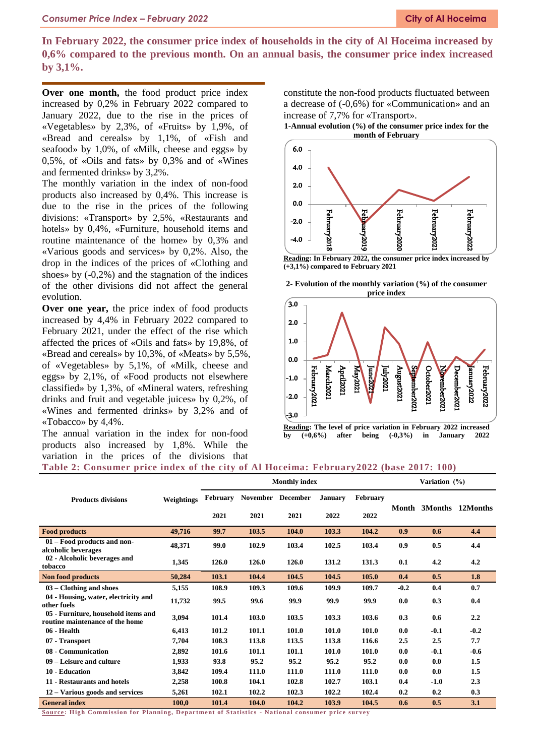**In February 2022, the consumer price index of households in the city of Al Hoceima increased by 0,6% compared to the previous month. On an annual basis, the consumer price index increased by 3,1%.**

**Over one month,** the food product price index increased by 0,2% in February 2022 compared to January 2022, due to the rise in the prices of «Vegetables» by 2,3%, of «Fruits» by 1,9%, of «Bread and cereals» by 1,1%, of «Fish and seafood» by 1,0%, of «Milk, cheese and eggs» by 0,5%, of «Oils and fats» by 0,3% and of «Wines and fermented drinks» by 3,2%.

The monthly variation in the index of non-food products also increased by 0,4%. This increase is due to the rise in the prices of the following divisions: «Transport» by 2,5%, «Restaurants and hotels» by 0,4%, «Furniture, household items and routine maintenance of the home» by 0,3% and «Various goods and services» by 0,2%. Also, the drop in the indices of the prices of «Clothing and shoes» by (-0,2%) and the stagnation of the indices of the other divisions did not affect the general evolution.

**Over one year,** the price index of food products increased by 4,4% in February 2022 compared to February 2021, under the effect of the rise which affected the prices of «Oils and fats» by 19,8%, of «Bread and cereals» by 10,3%, of «Meats» by 5,5%, of «Vegetables» by 5,1%, of «Milk, cheese and eggs» by 2,1%, of «Food products not elsewhere classified» by 1,3%, of «Mineral waters, refreshing drinks and fruit and vegetable juices» by 0,2%, of «Wines and fermented drinks» by 3,2% and of «Tobacco» by 4,4%.

The annual variation in the index for non-food products also increased by 1,8%. While the variation in the prices of the divisions that constitute the non-food products fluctuated between a decrease of (-0,6%) for «Communication» and an increase of 7,7% for «Transport».

**1-Annual evolution (%) of the consumer price index for the month of February**

**Reading:** In February 2022, the consumer price index increased by (+3,1%) compared to February 2021

**2- Evolution of the monthly variation (%) of the consumer price index**

**Reading:** The level of price variation in February 2022 increased by (+0,6%) after being (-0,3%) in January 2022

**Table 2: Consumer price index of the city of Al Hoceima: February2022 (base 2017: 100)**

| Products divisions | Weightings | Monthly index | | | | | Variation (%) | | |
|---|---|---|---|---|---|---|---|---|---|
| | | February 2021 | November 2021 | December 2021 | January 2022 | February 2022 | Month | 3Months | 12Months |
| **Food products** | **49,716** | **99.7** | **103.5** | **104.0** | **103.3** | **104.2** | **0.9** | **0.6** | **4.4** |
| 01 – Food products and non-alcoholic beverages | 48,371 | 99.0 | 102.9 | 103.4 | 102.5 | 103.4 | 0.9 | 0.5 | 4.4 |
| 02 - Alcoholic beverages and tobacco | 1,345 | 126.0 | 126.0 | 126.0 | 131.2 | 131.3 | 0.1 | 4.2 | 4.2 |
| **Non food products** | **50,284** | **103.1** | **104.4** | **104.5** | **104.5** | **105.0** | **0.4** | **0.5** | **1.8** |
| 03 – Clothing and shoes | 5,155 | 108.9 | 109.3 | 109.6 | 109.9 | 109.7 | -0.2 | 0.4 | 0.7 |
| 04 - Housing, water, electricity and other fuels | 11,732 | 99.5 | 99.6 | 99.9 | 99.9 | 99.9 | 0.0 | 0.3 | 0.4 |
| 05 - Furniture, household items and routine maintenance of the home | 3,094 | 101.4 | 103.0 | 103.5 | 103.3 | 103.6 | 0.3 | 0.6 | 2.2 |
| 06 - Health | 6,413 | 101.2 | 101.1 | 101.0 | 101.0 | 101.0 | 0.0 | -0.1 | -0.2 |
| 07 - Transport | 7,704 | 108.3 | 113.8 | 113.5 | 113.8 | 116.6 | 2.5 | 2.5 | 7.7 |
| 08 - Communication | 2,892 | 101.6 | 101.1 | 101.1 | 101.0 | 101.0 | 0.0 | -0.1 | -0.6 |
| 09 – Leisure and culture | 1,933 | 93.8 | 95.2 | 95.2 | 95.2 | 95.2 | 0.0 | 0.0 | 1.5 |
| 10 - Education | 3,842 | 109.4 | 111.0 | 111.0 | 111.0 | 111.0 | 0.0 | 0.0 | 1.5 |
| 11 - Restaurants and hotels | 2,258 | 100.8 | 104.1 | 102.8 | 102.7 | 103.1 | 0.4 | -1.0 | 2.3 |
| 12 – Various goods and services | 5,261 | 102.1 | 102.2 | 102.3 | 102.2 | 102.4 | 0.2 | 0.2 | 0.3 |
| **General index** | **100,0** | **101.4** | **104.0** | **104.2** | **103.9** | **104.5** | **0.6** | **0.5** | **3.1** |

**Source: High Commission for Planning, Department of Statistics - National consumer price survey**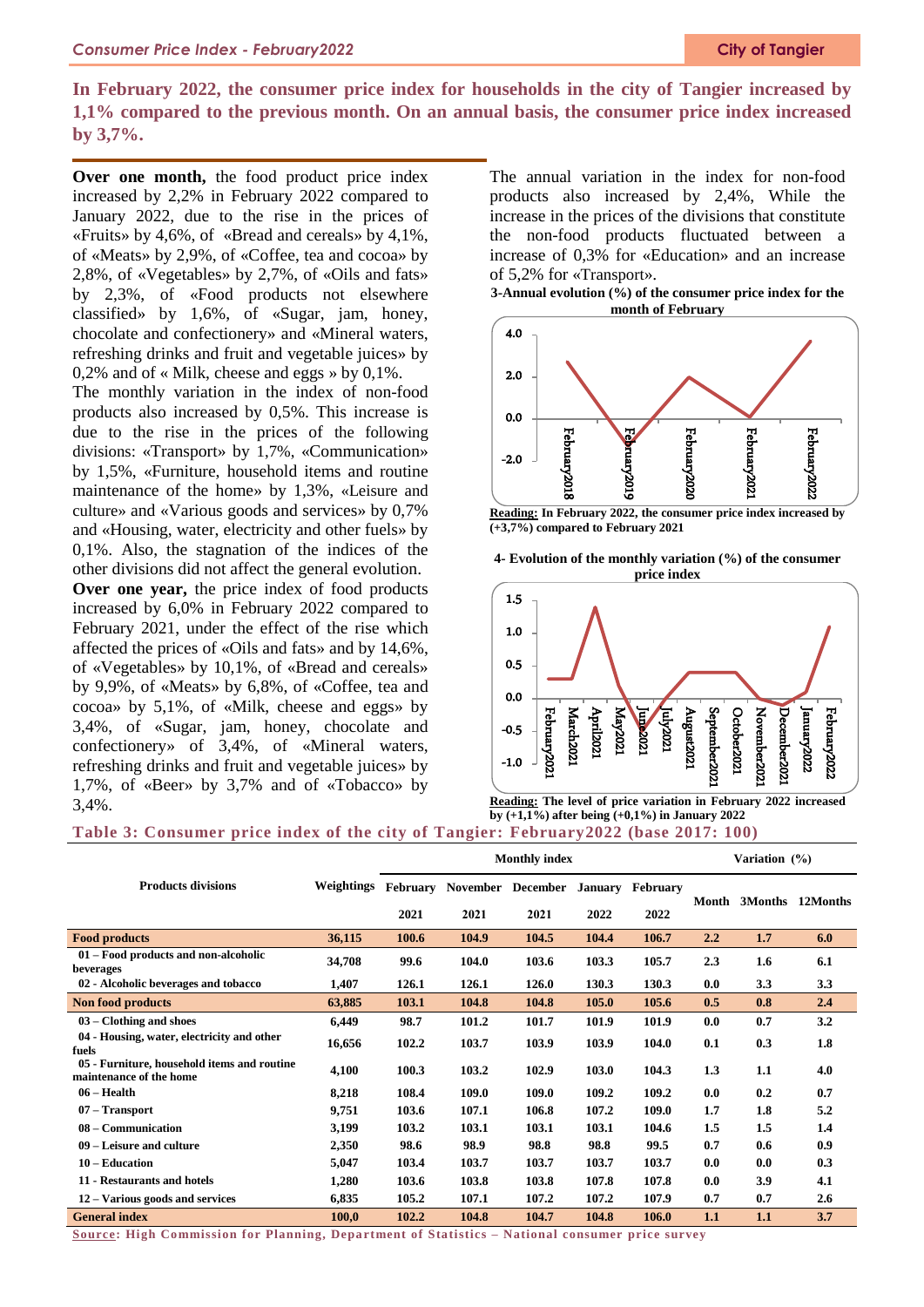**In February 2022, the consumer price index for households in the city of Tangier increased by 1,1% compared to the previous month. On an annual basis, the consumer price index increased by 3,7%.**

**Over one month,** the food product price index increased by 2,2% in February 2022 compared to January 2022, due to the rise in the prices of «Fruits» by 4,6%, of «Bread and cereals» by 4,1%, of «Meats» by 2,9%, of «Coffee, tea and cocoa» by 2,8%, of «Vegetables» by 2,7%, of «Oils and fats» by 2,3%, of «Food products not elsewhere classified» by 1,6%, of «Sugar, jam, honey, chocolate and confectionery» and «Mineral waters, refreshing drinks and fruit and vegetable juices» by 0,2% and of « Milk, cheese and eggs » by 0,1%.

The monthly variation in the index of non-food products also increased by 0,5%. This increase is due to the rise in the prices of the following divisions: «Transport» by 1,7%, «Communication» by 1,5%, «Furniture, household items and routine maintenance of the home» by 1,3%, «Leisure and culture» and «Various goods and services» by 0,7% and «Housing, water, electricity and other fuels» by 0,1%. Also, the stagnation of the indices of the other divisions did not affect the general evolution.

**Over one year,** the price index of food products increased by 6,0% in February 2022 compared to February 2021, under the effect of the rise which affected the prices of «Oils and fats» and by 14,6%, of «Vegetables» by 10,1%, of «Bread and cereals» by 9,9%, of «Meats» by 6,8%, of «Coffee, tea and cocoa» by 5,1%, of «Milk, cheese and eggs» by 3,4%, of «Sugar, jam, honey, chocolate and confectionery» of 3,4%, of «Mineral waters, refreshing drinks and fruit and vegetable juices» by 1,7%, of «Beer» by 3,7% and of «Tobacco» by 3,4%.

The annual variation in the index for non-food products also increased by 2,4%, While the increase in the prices of the divisions that constitute the non-food products fluctuated between a increase of 0,3% for «Education» and an increase of 5,2% for «Transport».

**3-Annual evolution (%) of the consumer price index for the month of February**

**Reading:** In February 2022, the consumer price index increased by (+3,7%) compared to February 2021

**4- Evolution of the monthly variation (%) of the consumer price index**

**Reading:** The level of price variation in February 2022 increased by (+1,1%) after being (+0,1%) in January 2022

**Table 3: Consumer price index of the city of Tangier: February2022 (base 2017: 100)**

| Products divisions | Weightings | Monthly index | | | | | Variation (%) | | |
|---|---|---|---|---|---|---|---|---|---|
| | | February 2021 | November 2021 | December 2021 | January 2022 | February 2022 | Month | 3Months | 12Months |
| **Food products** | **36,115** | **100.6** | **104.9** | **104.5** | **104.4** | **106.7** | **2.2** | **1.7** | **6.0** |
| 01 – Food products and non-alcoholic beverages | 34,708 | 99.6 | 104.0 | 103.6 | 103.3 | 105.7 | 2.3 | 1.6 | 6.1 |
| 02 - Alcoholic beverages and tobacco | 1,407 | 126.1 | 126.1 | 126.0 | 130.3 | 130.3 | 0.0 | 3.3 | 3.3 |
| **Non food products** | **63,885** | **103.1** | **104.8** | **104.8** | **105.0** | **105.6** | **0.5** | **0.8** | **2.4** |
| 03 – Clothing and shoes | 6,449 | 98.7 | 101.2 | 101.7 | 101.9 | 101.9 | 0.0 | 0.7 | 3.2 |
| 04 - Housing, water, electricity and other fuels | 16,656 | 102.2 | 103.7 | 103.9 | 103.9 | 104.0 | 0.1 | 0.3 | 1.8 |
| 05 - Furniture, household items and routine maintenance of the home | 4,100 | 100.3 | 103.2 | 102.9 | 103.0 | 104.3 | 1.3 | 1.1 | 4.0 |
| 06 – Health | 8,218 | 108.4 | 109.0 | 109.0 | 109.2 | 109.2 | 0.0 | 0.2 | 0.7 |
| 07 – Transport | 9,751 | 103.6 | 107.1 | 106.8 | 107.2 | 109.0 | 1.7 | 1.8 | 5.2 |
| 08 – Communication | 3,199 | 103.2 | 103.1 | 103.1 | 103.1 | 104.6 | 1.5 | 1.5 | 1.4 |
| 09 – Leisure and culture | 2,350 | 98.6 | 98.9 | 98.8 | 98.8 | 99.5 | 0.7 | 0.6 | 0.9 |
| 10 – Education | 5,047 | 103.4 | 103.7 | 103.7 | 103.7 | 103.7 | 0.0 | 0.0 | 0.3 |
| 11 - Restaurants and hotels | 1,280 | 103.6 | 103.8 | 103.8 | 107.8 | 107.8 | 0.0 | 3.9 | 4.1 |
| 12 – Various goods and services | 6,835 | 105.2 | 107.1 | 107.2 | 107.2 | 107.9 | 0.7 | 0.7 | 2.6 |
| **General index** | **100,0** | **102.2** | **104.8** | **104.7** | **104.8** | **106.0** | **1.1** | **1.1** | **3.7** |

**Source: High Commission for Planning, Department of Statistics – National consumer price survey**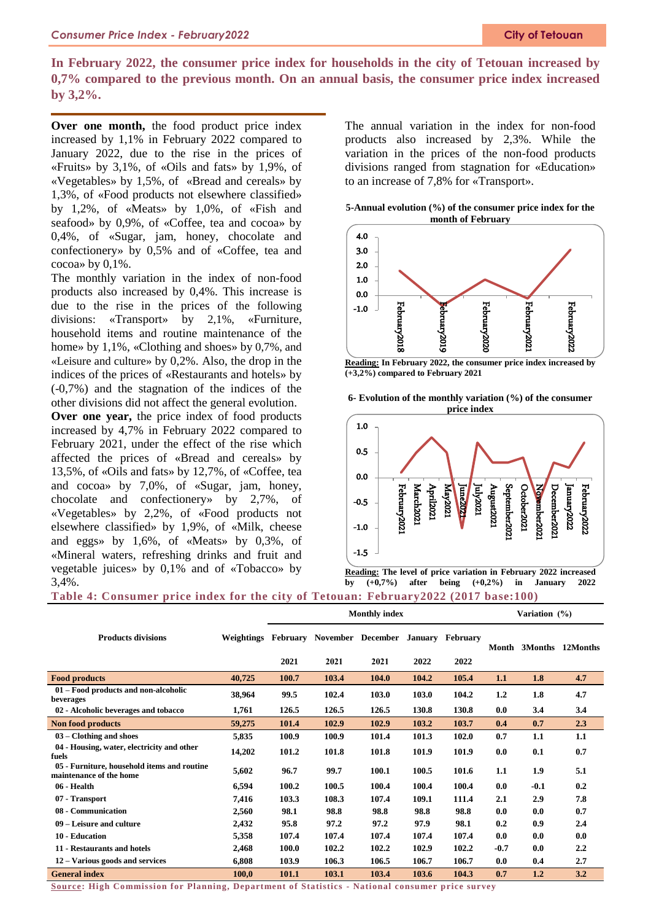**In February 2022, the consumer price index for households in the city of Tetouan increased by 0,7% compared to the previous month. On an annual basis, the consumer price index increased by 3,2%.**

**Over one month,** the food product price index increased by 1,1% in February 2022 compared to January 2022, due to the rise in the prices of «Fruits» by 3,1%, of «Oils and fats» by 1,9%, of «Vegetables» by 1,5%, of «Bread and cereals» by 1,3%, of «Food products not elsewhere classified» by 1,2%, of «Meats» by 1,0%, of «Fish and seafood» by 0,9%, of «Coffee, tea and cocoa» by 0,4%, of «Sugar, jam, honey, chocolate and confectionery» by 0,5% and of «Coffee, tea and cocoa» by 0,1%.

The monthly variation in the index of non-food products also increased by 0,4%. This increase is due to the rise in the prices of the following divisions: «Transport» by 2,1%, «Furniture, household items and routine maintenance of the home» by 1,1%, «Clothing and shoes» by 0,7%, and «Leisure and culture» by 0,2%. Also, the drop in the indices of the prices of «Restaurants and hotels» by (-0,7%) and the stagnation of the indices of the other divisions did not affect the general evolution.

**Over one year,** the price index of food products increased by 4,7% in February 2022 compared to February 2021, under the effect of the rise which affected the prices of «Bread and cereals» by 13,5%, of «Oils and fats» by 12,7%, of «Coffee, tea and cocoa» by «Sugar, jam, honey, chocolate and confectionery» by 2,7%, of «Vegetables» by 2,2%, of «Food products not elsewhere classified» by 1,9%, of «Milk, cheese and eggs» by 1,6%, of «Meats» by 0,3%, of «Mineral waters, refreshing drinks and fruit and vegetable juices» by 0,1% and of «Tobacco» by 3,4%.

The annual variation in the index for non-food products also increased by 2,3%. While the variation in the prices of the non-food products divisions ranged from stagnation for «Education» to an increase of 7,8% for «Transport».

**5-Annual evolution (%) of the consumer price index for the month of February**

4.0
3.0
2.0
1.0
0.0
-1.0
February2018
February2019
February2020
February2021
February2022

**Reading: In February 2022, the consumer price index increased by (+3,2%) compared to February 2021**

**6- Evolution of the monthly variation (%) of the consumer price index**

1.0
0.5
0.0
-0.5
-1.0
-1.5
February2021
March2021
April2021
May2021
June2021
July2021
August2021
September2021
October2021
November2021
December2021
January2022
February2022

**Reading: The level of price variation in February 2022 increased by (+0,7%) after being (+0,2%) in January 2022**

**Table 4: Consumer price index for the city of Tetouan: February2022 (2017 base:100)**

| Products divisions | Weightings | Monthly index February 2021 | November 2021 | December 2021 | January 2022 | February 2022 | Variation (%) Month | 3Months | 12Months |
|---|---|---|---|---|---|---|---|---|---|
| **Food products** | **40,725** | **100.7** | **103.4** | **104.0** | **104.2** | **105.4** | **1.1** | **1.8** | **4.7** |
| 01 – Food products and non-alcoholic beverages | 38,964 | 99.5 | 102.4 | 103.0 | 103.0 | 104.2 | 1.2 | 1.8 | 4.7 |
| 02 - Alcoholic beverages and tobacco | 1,761 | 126.5 | 126.5 | 126.5 | 130.8 | 130.8 | 0.0 | 3.4 | 3.4 |
| **Non food products** | **59,275** | **101.4** | **102.9** | **102.9** | **103.2** | **103.7** | **0.4** | **0.7** | **2.3** |
| 03 – Clothing and shoes | 5,835 | 100.9 | 100.9 | 101.4 | 101.3 | 102.0 | 0.7 | 1.1 | 1.1 |
| 04 - Housing, water, electricity and other fuels | 14,202 | 101.2 | 101.8 | 101.8 | 101.9 | 101.9 | 0.0 | 0.1 | 0.7 |
| 05 - Furniture, household items and routine maintenance of the home | 5,602 | 96.7 | 99.7 | 100.1 | 100.5 | 101.6 | 1.1 | 1.9 | 5.1 |
| 06 - Health | 6,594 | 100.2 | 100.5 | 100.4 | 100.4 | 100.4 | 0.0 | -0.1 | 0.2 |
| 07 - Transport | 7,416 | 103.3 | 108.3 | 107.4 | 109.1 | 111.4 | 2.1 | 2.9 | 7.8 |
| 08 - Communication | 2,560 | 98.1 | 98.8 | 98.8 | 98.8 | 98.8 | 0.0 | 0.0 | 0.7 |
| 09 – Leisure and culture | 2,432 | 95.8 | 97.2 | 97.2 | 97.9 | 98.1 | 0.2 | 0.9 | 2.4 |
| 10 - Education | 5,358 | 107.4 | 107.4 | 107.4 | 107.4 | 107.4 | 0.0 | 0.0 | 0.0 |
| 11 - Restaurants and hotels | 2,468 | 100.0 | 102.2 | 102.2 | 102.9 | 102.2 | -0.7 | 0.0 | 2.2 |
| 12 – Various goods and services | 6,808 | 103.9 | 106.3 | 106.5 | 106.7 | 106.7 | 0.0 | 0.4 | 2.7 |
| **General index** | **100,0** | **101.1** | **103.1** | **103.4** | **103.6** | **104.3** | **0.7** | **1.2** | **3.2** |

**Source: High Commission for Planning, Department of Statistics - National consumer price survey**